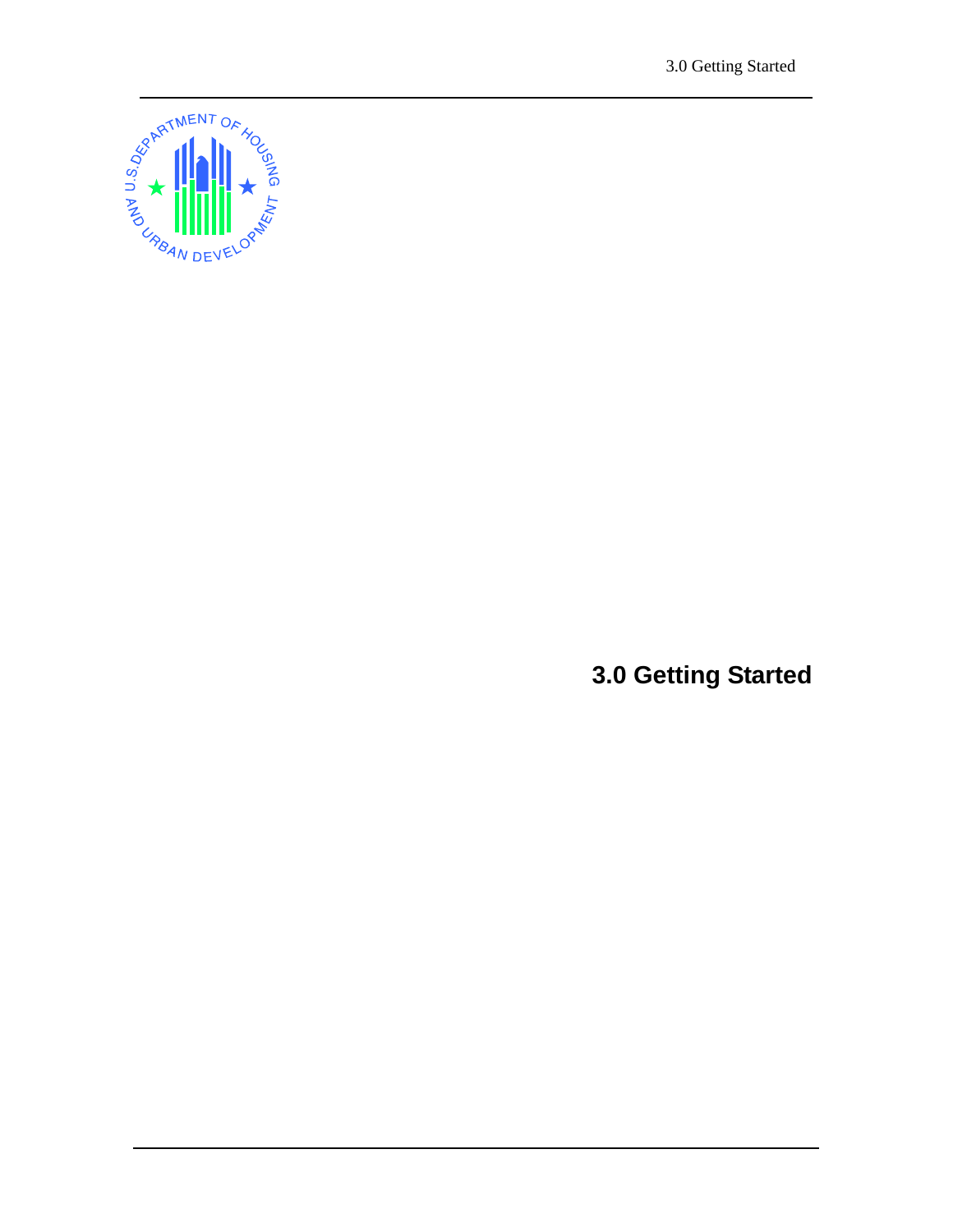# 3.0 Getting Started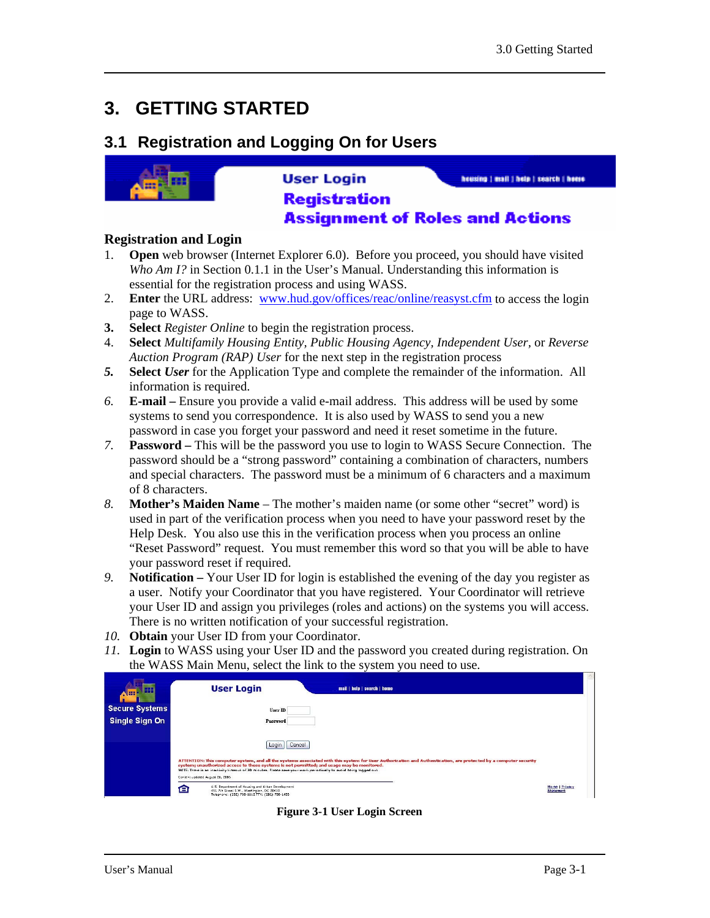# 3. GETTING STARTED

## 3.1 Registration and Logging On for Users

**User Login**
**Registration**
**Assignment of Roles and Actions**

### Registration and Login

1. **Open** web browser (Internet Explorer 6.0). Before you proceed, you should have visited *Who Am I?* in Section 0.1.1 in the User's Manual. Understanding this information is essential for the registration process and using WASS.
2. **Enter** the URL address: www.hud.gov/offices/reac/online/reasyst.cfm to access the login page to WASS.
3. **Select** *Register Online* to begin the registration process.
4. **Select** *Multifamily Housing Entity*, *Public Housing Agency*, *Independent User*, or *Reverse Auction Program (RAP) User* for the next step in the registration process
5. **Select** ***User*** for the Application Type and complete the remainder of the information. All information is required.
6. **E-mail –** Ensure you provide a valid e-mail address. This address will be used by some systems to send you correspondence. It is also used by WASS to send you a new password in case you forget your password and need it reset sometime in the future.
7. **Password –** This will be the password you use to login to WASS Secure Connection. The password should be a "strong password" containing a combination of characters, numbers and special characters. The password must be a minimum of 6 characters and a maximum of 8 characters.
8. **Mother's Maiden Name** – The mother's maiden name (or some other "secret" word) is used in part of the verification process when you need to have your password reset by the Help Desk. You also use this in the verification process when you process an online "Reset Password" request. You must remember this word so that you will be able to have your password reset if required.
9. **Notification –** Your User ID for login is established the evening of the day you register as a user. Notify your Coordinator that you have registered. Your Coordinator will retrieve your User ID and assign you privileges (roles and actions) on the systems you will access. There is no written notification of your successful registration.
10. **Obtain** your User ID from your Coordinator.
11. **Login** to WASS using your User ID and the password you created during registration. On the WASS Main Menu, select the link to the system you need to use.

**Figure 3-1 User Login Screen**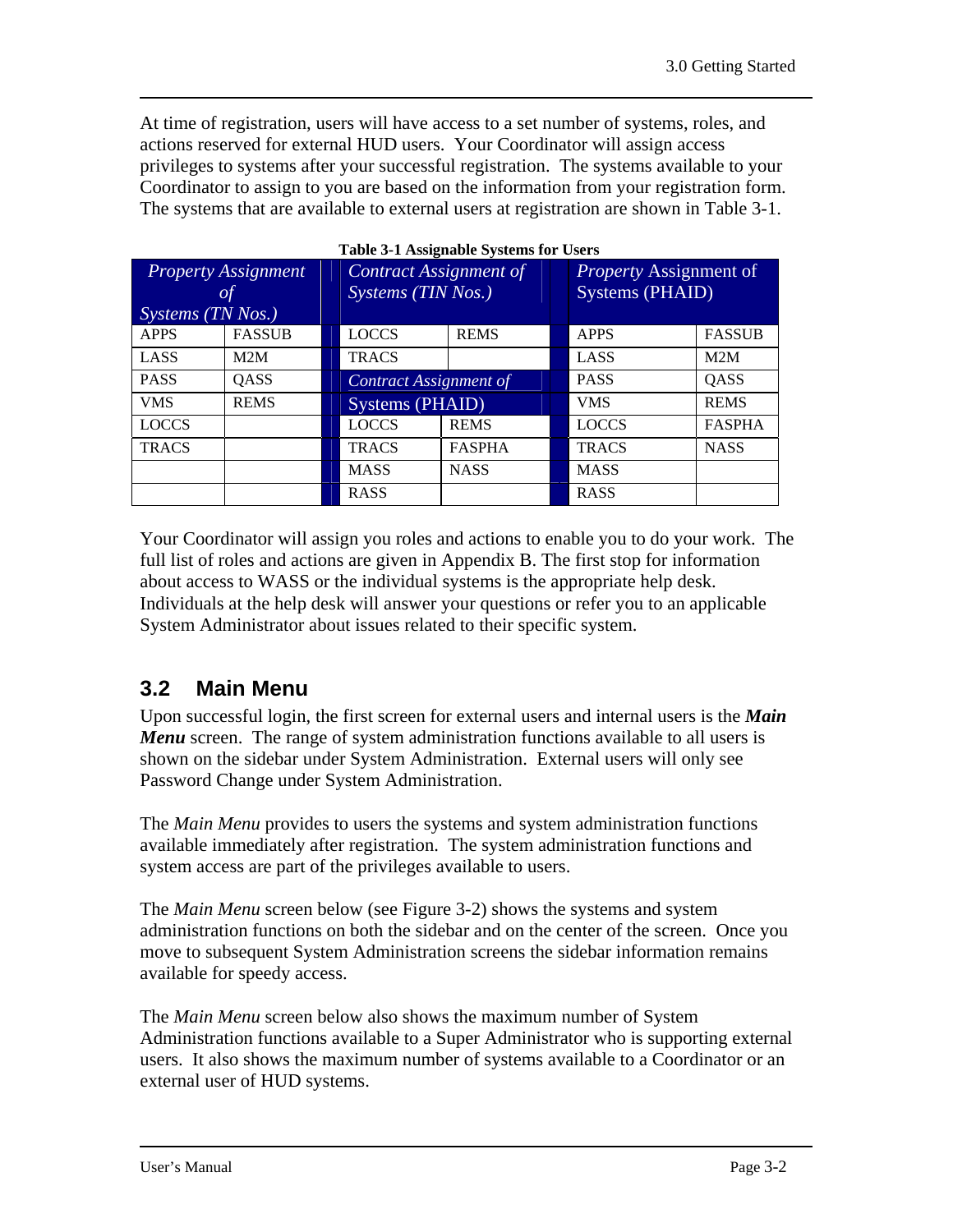At time of registration, users will have access to a set number of systems, roles, and actions reserved for external HUD users. Your Coordinator will assign access privileges to systems after your successful registration. The systems available to your Coordinator to assign to you are based on the information from your registration form. The systems that are available to external users at registration are shown in Table 3-1.

**Table 3-1 Assignable Systems for Users**

| *Property Assignment of Systems (TN Nos.)* | | *Contract Assignment of Systems (TIN Nos.)* | | *Property Assignment of Systems (PHAID)* | |
|---|---|---|---|---|---|
| APPS | FASSUB | LOCCS | REMS | APPS | FASSUB |
| LASS | M2M | TRACS | | LASS | M2M |
| PASS | QASS | *Contract Assignment of Systems (PHAID)* | | PASS | QASS |
| VMS | REMS | | | VMS | REMS |
| LOCCS | | LOCCS | REMS | LOCCS | FASPHA |
| TRACS | | TRACS | FASPHA | TRACS | NASS |
| | | MASS | NASS | MASS | |
| | | RASS | | RASS | |

Your Coordinator will assign you roles and actions to enable you to do your work. The full list of roles and actions are given in Appendix B. The first stop for information about access to WASS or the individual systems is the appropriate help desk. Individuals at the help desk will answer your questions or refer you to an applicable System Administrator about issues related to their specific system.

## 3.2 Main Menu

Upon successful login, the first screen for external users and internal users is the ***Main Menu*** screen. The range of system administration functions available to all users is shown on the sidebar under System Administration. External users will only see Password Change under System Administration.

The *Main Menu* provides to users the systems and system administration functions available immediately after registration. The system administration functions and system access are part of the privileges available to users.

The *Main Menu* screen below (see Figure 3-2) shows the systems and system administration functions on both the sidebar and on the center of the screen. Once you move to subsequent System Administration screens the sidebar information remains available for speedy access.

The *Main Menu* screen below also shows the maximum number of System Administration functions available to a Super Administrator who is supporting external users. It also shows the maximum number of systems available to a Coordinator or an external user of HUD systems.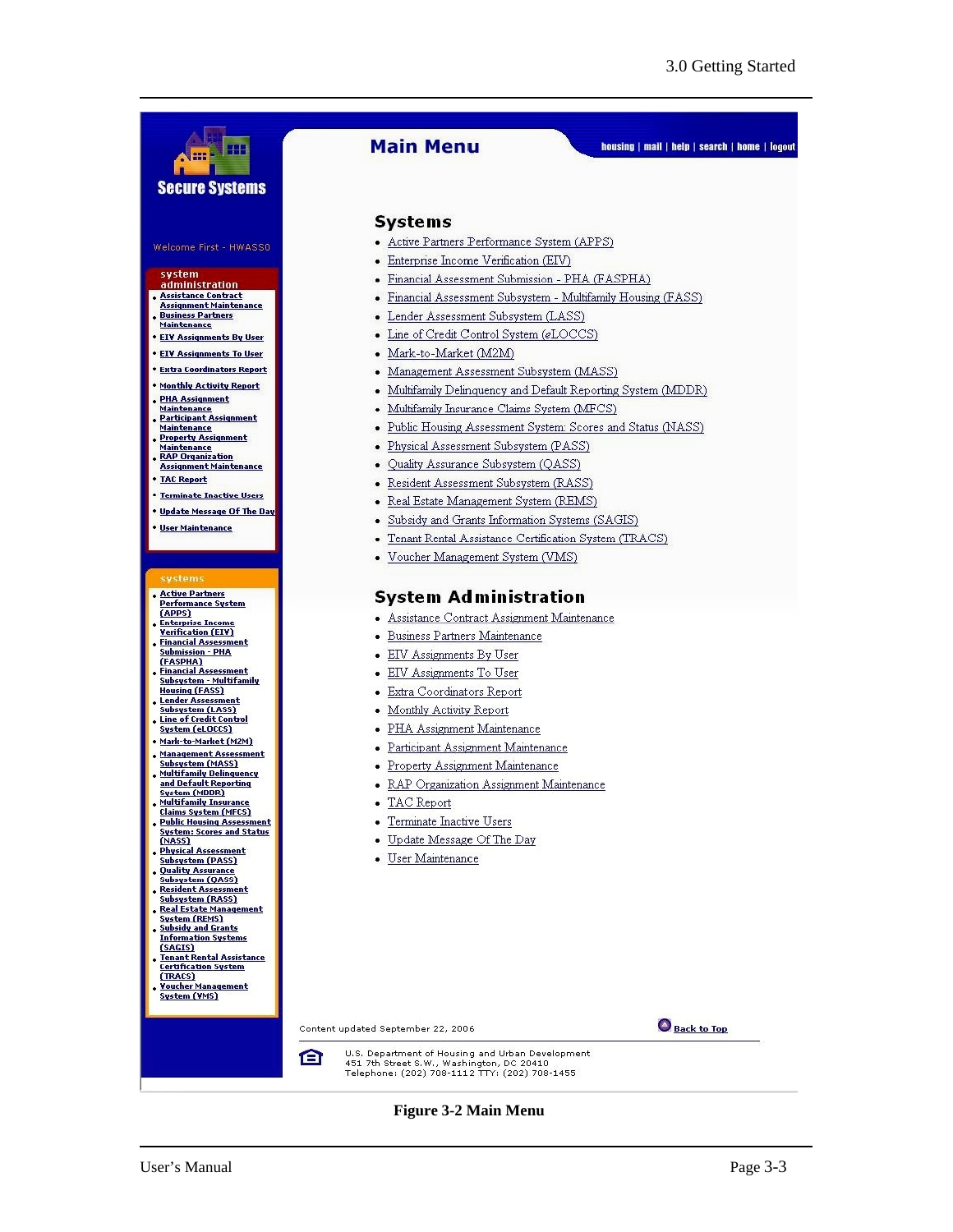# Main Menu

housing | mail | help | search | home | logout

Secure Systems

Welcome First - HWASS0

**system administration**

- Assistance Contract Assignment Maintenance
- Business Partners Maintenance
- EIV Assignments By User
- EIV Assignments To User
- Extra Coordinators Report
- Monthly Activity Report
- PHA Assignment Maintenance
- Participant Assignment Maintenance
- Property Assignment Maintenance
- RAP Organization Assignment Maintenance
- TAC Report
- Terminate Inactive Users
- Update Message Of The Day
- User Maintenance

**systems**

- Active Partners Performance System (APPS)
- Enterprise Income Verification (EIV)
- Financial Assessment Submission - PHA (FASPHA)
- Financial Assessment Subsystem - Multifamily Housing (FASS)
- Lender Assessment Subsystem (LASS)
- Line of Credit Control System (eLOCCS)
- Mark-to-Market (M2M)
- Management Assessment Subsystem (MASS)
- Multifamily Delinquency and Default Reporting System (MDDR)
- Multifamily Insurance Claims System (MFCS)
- Public Housing Assessment System: Scores and Status (NASS)
- Physical Assessment Subsystem (PASS)
- Quality Assurance Subsystem (QASS)
- Resident Assessment Subsystem (RASS)
- Real Estate Management System (REMS)
- Subsidy and Grants Information Systems (SAGIS)
- Tenant Rental Assistance Certification System (TRACS)
- Voucher Management System (VMS)

## Systems

- Active Partners Performance System (APPS)
- Enterprise Income Verification (EIV)
- Financial Assessment Submission - PHA (FASPHA)
- Financial Assessment Subsystem - Multifamily Housing (FASS)
- Lender Assessment Subsystem (LASS)
- Line of Credit Control System (*e*LOCCS)
- Mark-to-Market (M2M)
- Management Assessment Subsystem (MASS)
- Multifamily Delinquency and Default Reporting System (MDDR)
- Multifamily Insurance Claims System (MFCS)
- Public Housing Assessment System: Scores and Status (NASS)
- Physical Assessment Subsystem (PASS)
- Quality Assurance Subsystem (QASS)
- Resident Assessment Subsystem (RASS)
- Real Estate Management System (REMS)
- Subsidy and Grants Information Systems (SAGIS)
- Tenant Rental Assistance Certification System (TRACS)
- Voucher Management System (VMS)

## System Administration

- Assistance Contract Assignment Maintenance
- Business Partners Maintenance
- EIV Assignments By User
- EIV Assignments To User
- Extra Coordinators Report
- Monthly Activity Report
- PHA Assignment Maintenance
- Participant Assignment Maintenance
- Property Assignment Maintenance
- RAP Organization Assignment Maintenance
- TAC Report
- Terminate Inactive Users
- Update Message Of The Day
- User Maintenance

Content updated September 22, 2006

Back to Top

U.S. Department of Housing and Urban Development
451 7th Street S.W., Washington, DC 20410
Telephone: (202) 708-1112 TTY: (202) 708-1455

**Figure 3-2 Main Menu**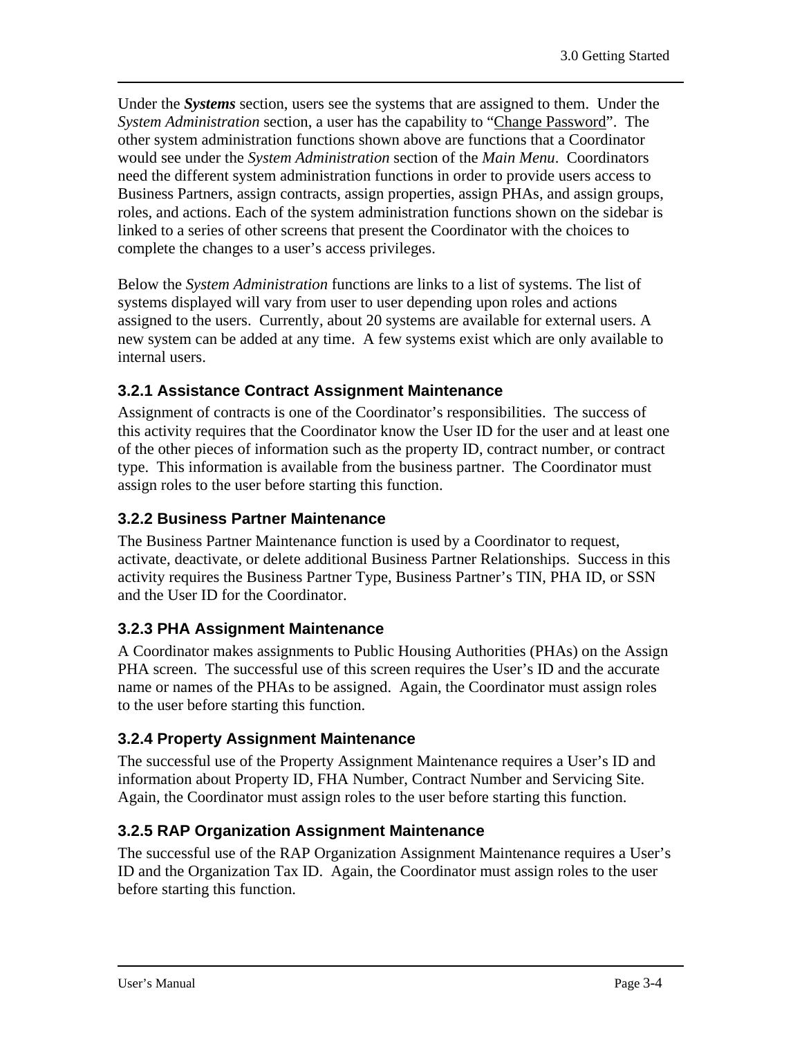Under the ***Systems*** section, users see the systems that are assigned to them. Under the *System Administration* section, a user has the capability to "Change Password". The other system administration functions shown above are functions that a Coordinator would see under the *System Administration* section of the *Main Menu*. Coordinators need the different system administration functions in order to provide users access to Business Partners, assign contracts, assign properties, assign PHAs, and assign groups, roles, and actions. Each of the system administration functions shown on the sidebar is linked to a series of other screens that present the Coordinator with the choices to complete the changes to a user's access privileges.

Below the *System Administration* functions are links to a list of systems. The list of systems displayed will vary from user to user depending upon roles and actions assigned to the users. Currently, about 20 systems are available for external users. A new system can be added at any time. A few systems exist which are only available to internal users.

### 3.2.1 Assistance Contract Assignment Maintenance

Assignment of contracts is one of the Coordinator's responsibilities. The success of this activity requires that the Coordinator know the User ID for the user and at least one of the other pieces of information such as the property ID, contract number, or contract type. This information is available from the business partner. The Coordinator must assign roles to the user before starting this function.

### 3.2.2 Business Partner Maintenance

The Business Partner Maintenance function is used by a Coordinator to request, activate, deactivate, or delete additional Business Partner Relationships. Success in this activity requires the Business Partner Type, Business Partner's TIN, PHA ID, or SSN and the User ID for the Coordinator.

### 3.2.3 PHA Assignment Maintenance

A Coordinator makes assignments to Public Housing Authorities (PHAs) on the Assign PHA screen. The successful use of this screen requires the User's ID and the accurate name or names of the PHAs to be assigned. Again, the Coordinator must assign roles to the user before starting this function.

### 3.2.4 Property Assignment Maintenance

The successful use of the Property Assignment Maintenance requires a User's ID and information about Property ID, FHA Number, Contract Number and Servicing Site. Again, the Coordinator must assign roles to the user before starting this function.

### 3.2.5 RAP Organization Assignment Maintenance

The successful use of the RAP Organization Assignment Maintenance requires a User's ID and the Organization Tax ID. Again, the Coordinator must assign roles to the user before starting this function.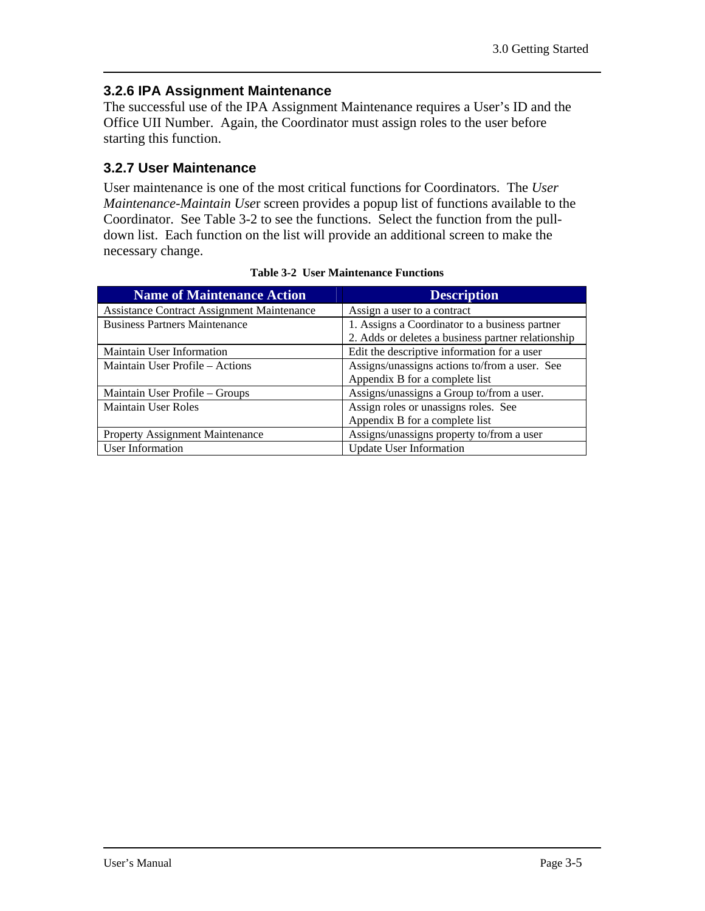### 3.2.6 IPA Assignment Maintenance

The successful use of the IPA Assignment Maintenance requires a User's ID and the Office UII Number. Again, the Coordinator must assign roles to the user before starting this function.

### 3.2.7 User Maintenance

User maintenance is one of the most critical functions for Coordinators. The *User Maintenance-Maintain User* screen provides a popup list of functions available to the Coordinator. See Table 3-2 to see the functions. Select the function from the pull-down list. Each function on the list will provide an additional screen to make the necessary change.

**Table 3-2 User Maintenance Functions**

| Name of Maintenance Action | Description |
|---|---|
| Assistance Contract Assignment Maintenance | Assign a user to a contract |
| Business Partners Maintenance | 1. Assigns a Coordinator to a business partner<br>2. Adds or deletes a business partner relationship |
| Maintain User Information | Edit the descriptive information for a user |
| Maintain User Profile – Actions | Assigns/unassigns actions to/from a user. See Appendix B for a complete list |
| Maintain User Profile – Groups | Assigns/unassigns a Group to/from a user. |
| Maintain User Roles | Assign roles or unassigns roles. See Appendix B for a complete list |
| Property Assignment Maintenance | Assigns/unassigns property to/from a user |
| User Information | Update User Information |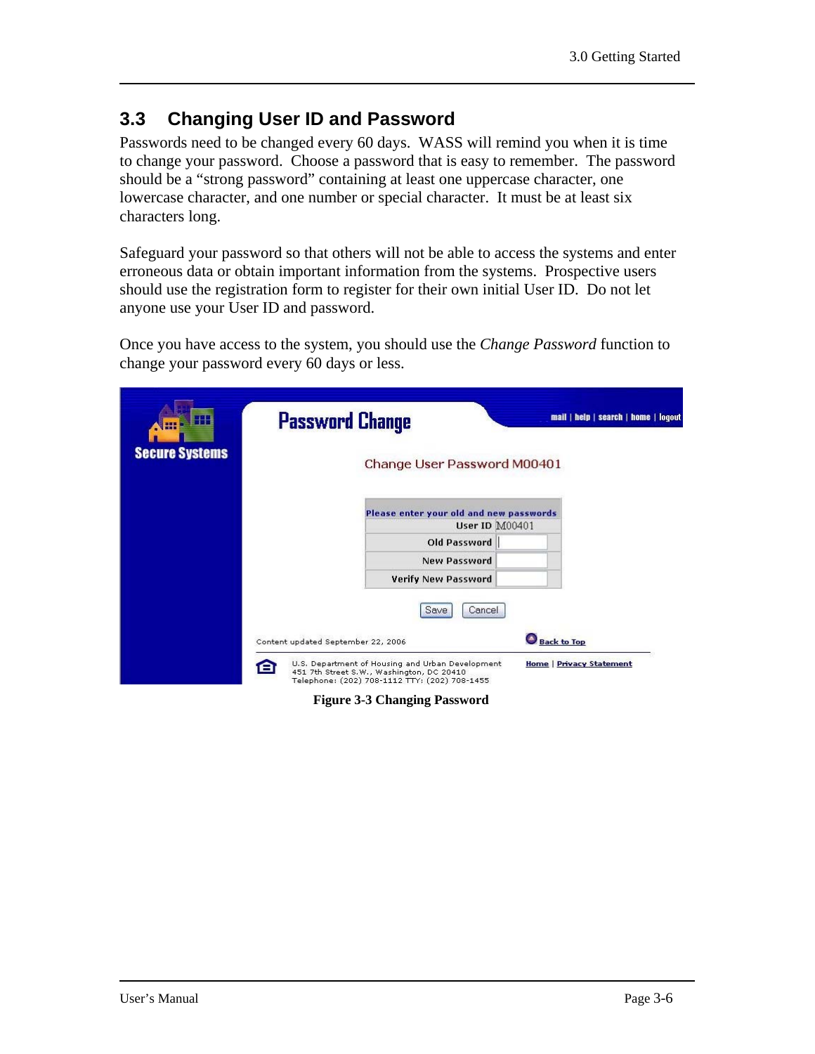## 3.3 Changing User ID and Password

Passwords need to be changed every 60 days. WASS will remind you when it is time to change your password. Choose a password that is easy to remember. The password should be a "strong password" containing at least one uppercase character, one lowercase character, and one number or special character. It must be at least six characters long.

Safeguard your password so that others will not be able to access the systems and enter erroneous data or obtain important information from the systems. Prospective users should use the registration form to register for their own initial User ID. Do not let anyone use your User ID and password.

Once you have access to the system, you should use the *Change Password* function to change your password every 60 days or less.

**Figure 3-3 Changing Password**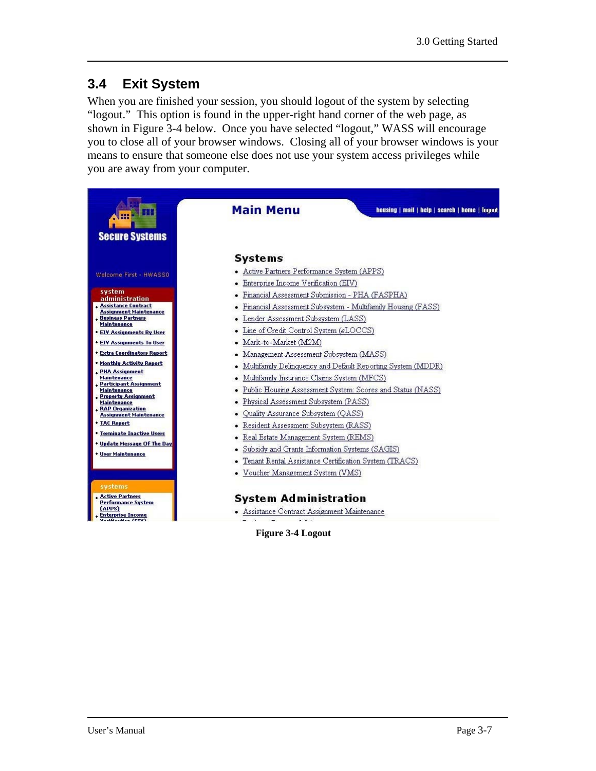## 3.4 Exit System

When you are finished your session, you should logout of the system by selecting "logout." This option is found in the upper-right hand corner of the web page, as shown in Figure 3-4 below. Once you have selected "logout," WASS will encourage you to close all of your browser windows. Closing all of your browser windows is your means to ensure that someone else does not use your system access privileges while you are away from your computer.

**Figure 3-4 Logout**